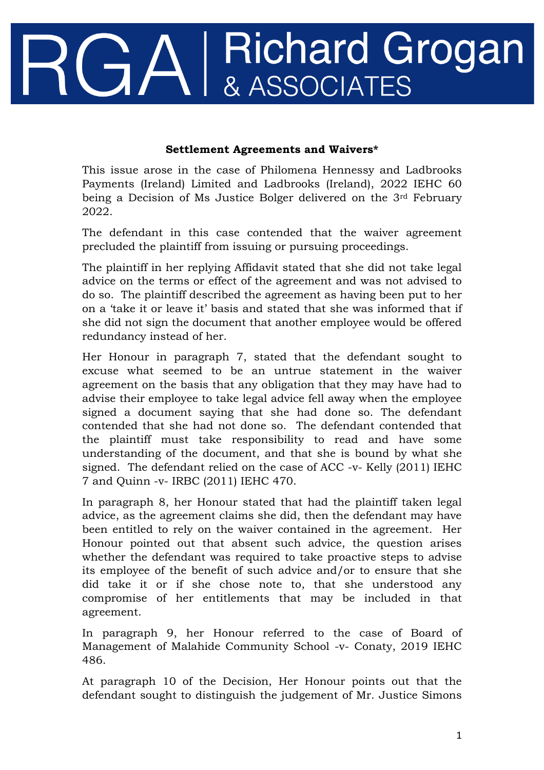RGA | Richard Grogan & ASSOCIATES

**Settlement Agreements and Waivers***

This issue arose in the case of Philomena Hennessy and Ladbrooks Payments (Ireland) Limited and Ladbrooks (Ireland), 2022 IEHC 60 being a Decision of Ms Justice Bolger delivered on the 3rd February 2022.

The defendant in this case contended that the waiver agreement precluded the plaintiff from issuing or pursuing proceedings.

The plaintiff in her replying Affidavit stated that she did not take legal advice on the terms or effect of the agreement and was not advised to do so. The plaintiff described the agreement as having been put to her on a 'take it or leave it' basis and stated that she was informed that if she did not sign the document that another employee would be offered redundancy instead of her.

Her Honour in paragraph 7, stated that the defendant sought to excuse what seemed to be an untrue statement in the waiver agreement on the basis that any obligation that they may have had to advise their employee to take legal advice fell away when the employee signed a document saying that she had done so. The defendant contended that she had not done so. The defendant contended that the plaintiff must take responsibility to read and have some understanding of the document, and that she is bound by what she signed. The defendant relied on the case of ACC -v- Kelly (2011) IEHC 7 and Quinn -v- IRBC (2011) IEHC 470.

In paragraph 8, her Honour stated that had the plaintiff taken legal advice, as the agreement claims she did, then the defendant may have been entitled to rely on the waiver contained in the agreement. Her Honour pointed out that absent such advice, the question arises whether the defendant was required to take proactive steps to advise its employee of the benefit of such advice and/or to ensure that she did take it or if she chose note to, that she understood any compromise of her entitlements that may be included in that agreement.

In paragraph 9, her Honour referred to the case of Board of Management of Malahide Community School -v- Conaty, 2019 IEHC 486.

At paragraph 10 of the Decision, Her Honour points out that the defendant sought to distinguish the judgement of Mr. Justice Simons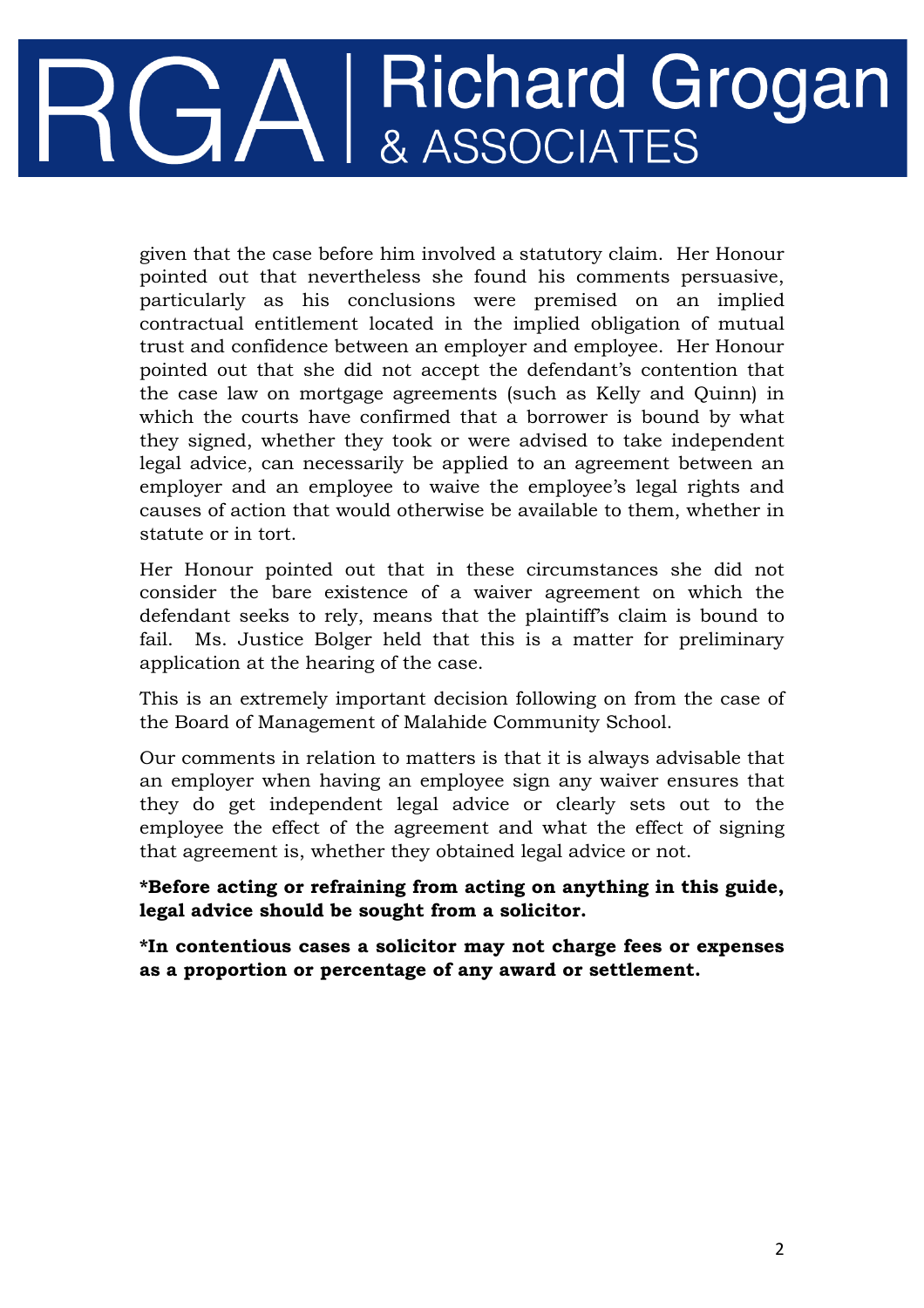given that the case before him involved a statutory claim. Her Honour pointed out that nevertheless she found his comments persuasive, particularly as his conclusions were premised on an implied contractual entitlement located in the implied obligation of mutual trust and confidence between an employer and employee. Her Honour pointed out that she did not accept the defendant's contention that the case law on mortgage agreements (such as Kelly and Quinn) in which the courts have confirmed that a borrower is bound by what they signed, whether they took or were advised to take independent legal advice, can necessarily be applied to an agreement between an employer and an employee to waive the employee's legal rights and causes of action that would otherwise be available to them, whether in statute or in tort.

Her Honour pointed out that in these circumstances she did not consider the bare existence of a waiver agreement on which the defendant seeks to rely, means that the plaintiff's claim is bound to fail. Ms. Justice Bolger held that this is a matter for preliminary application at the hearing of the case.

This is an extremely important decision following on from the case of the Board of Management of Malahide Community School.

Our comments in relation to matters is that it is always advisable that an employer when having an employee sign any waiver ensures that they do get independent legal advice or clearly sets out to the employee the effect of the agreement and what the effect of signing that agreement is, whether they obtained legal advice or not.

**\*Before acting or refraining from acting on anything in this guide, legal advice should be sought from a solicitor.**

**\*In contentious cases a solicitor may not charge fees or expenses as a proportion or percentage of any award or settlement.**